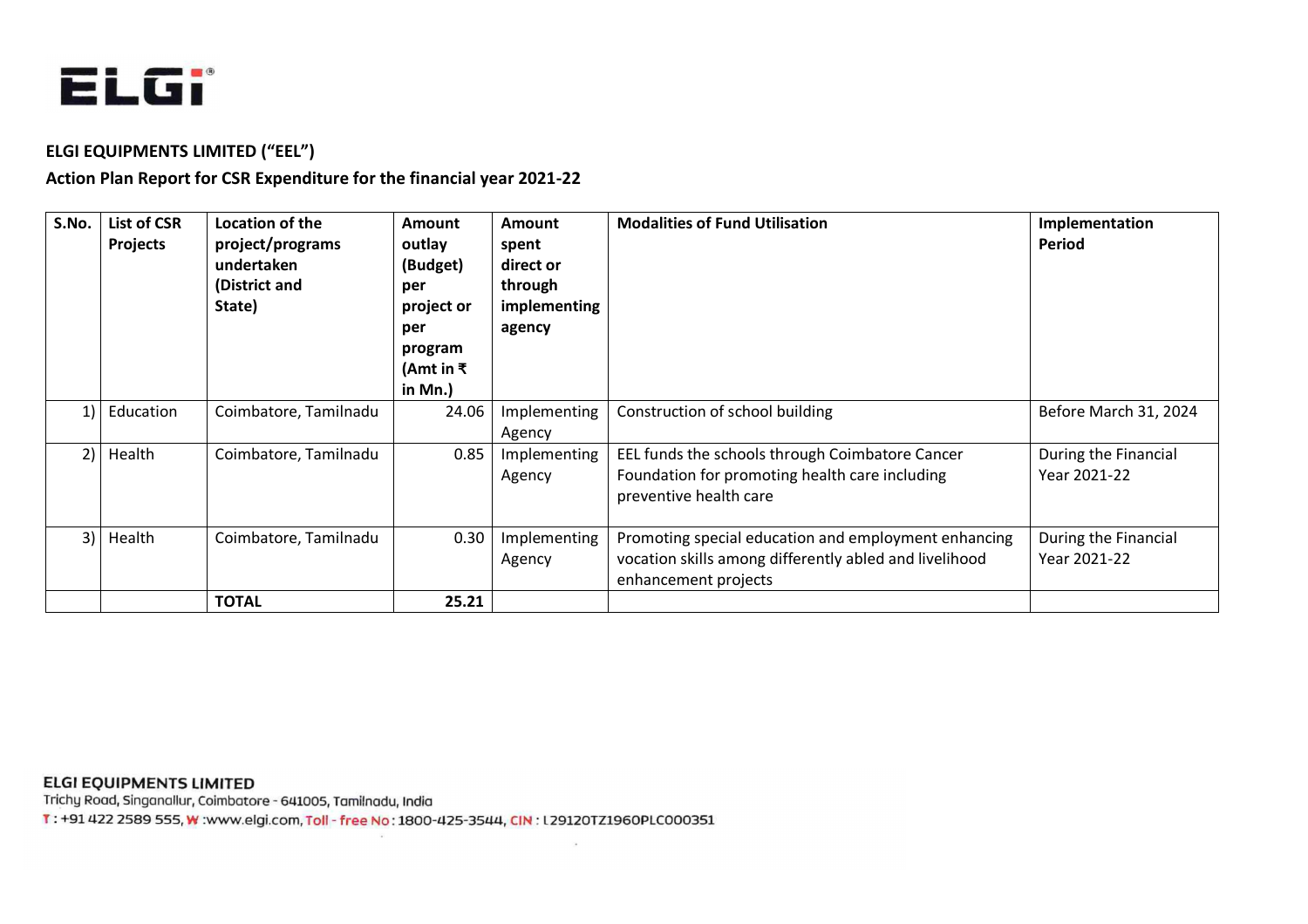**ELGI EQUIPMENTS LIMITED ("EEL")**

**Action Plan Report for CSR Expenditure for the financial year 2021-22**

| S.No. | List of CSR Projects | Location of the project/programs undertaken (District and State) | Amount outlay (Budget) per project or per program (Amt in ₹ in Mn.) | Amount spent direct or through implementing agency | Modalities of Fund Utilisation | Implementation Period |
|---|---|---|---|---|---|---|
| 1) | Education | Coimbatore, Tamilnadu | 24.06 | Implementing Agency | Construction of school building | Before March 31, 2024 |
| 2) | Health | Coimbatore, Tamilnadu | 0.85 | Implementing Agency | EEL funds the schools through Coimbatore Cancer Foundation for promoting health care including preventive health care | During the Financial Year 2021-22 |
| 3) | Health | Coimbatore, Tamilnadu | 0.30 | Implementing Agency | Promoting special education and employment enhancing vocation skills among differently abled and livelihood enhancement projects | During the Financial Year 2021-22 |
| | | **TOTAL** | **25.21** | | | |

**ELGI EQUIPMENTS LIMITED**
Trichy Road, Singanallur, Coimbatore - 641005, Tamilnadu, India
T : +91 422 2589 555, W :www.elgi.com, Toll - free No : 1800-425-3544, CIN : L29120TZ1960PLC000351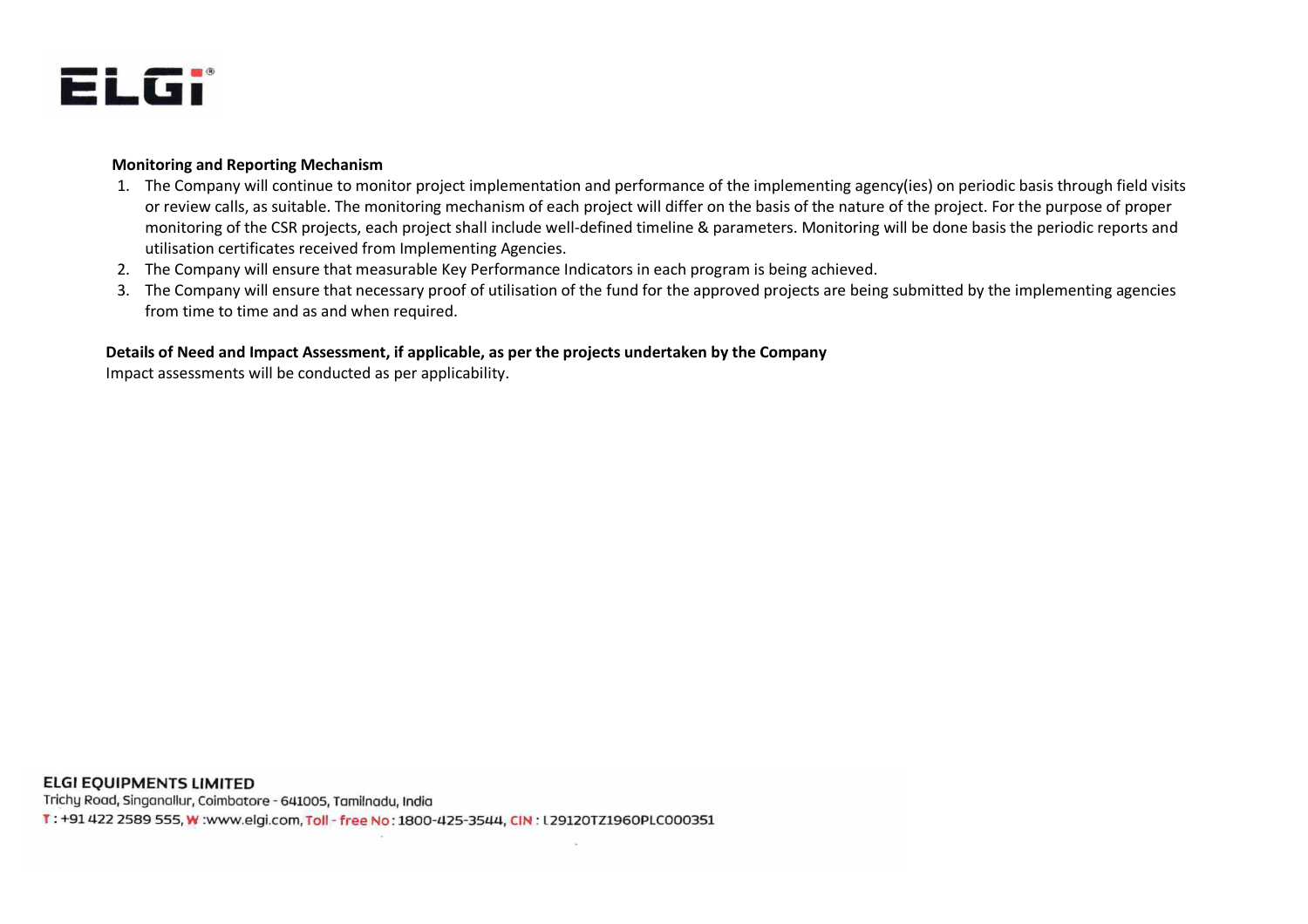**Monitoring and Reporting Mechanism**

1. The Company will continue to monitor project implementation and performance of the implementing agency(ies) on periodic basis through field visits or review calls, as suitable. The monitoring mechanism of each project will differ on the basis of the nature of the project. For the purpose of proper monitoring of the CSR projects, each project shall include well-defined timeline & parameters. Monitoring will be done basis the periodic reports and utilisation certificates received from Implementing Agencies.
2. The Company will ensure that measurable Key Performance Indicators in each program is being achieved.
3. The Company will ensure that necessary proof of utilisation of the fund for the approved projects are being submitted by the implementing agencies from time to time and as and when required.

**Details of Need and Impact Assessment, if applicable, as per the projects undertaken by the Company**

Impact assessments will be conducted as per applicability.